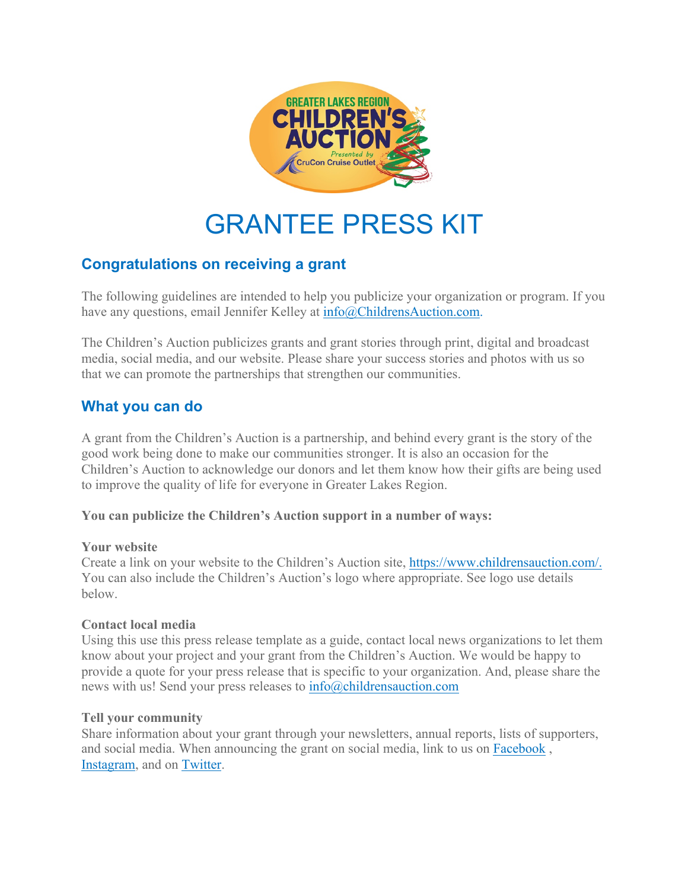# GRANTEE PRESS KIT

## Congratulations on receiving a grant

The following guidelines are intended to help you publicize your organization or program. If you have any questions, email Jennifer Kelley at [info@ChildrensAuction.com](mailto:info@ChildrensAuction.com).

The Children's Auction publicizes grants and grant stories through print, digital and broadcast media, social media, and our website. Please share your success stories and photos with us so that we can promote the partnerships that strengthen our communities.

## What you can do

A grant from the Children's Auction is a partnership, and behind every grant is the story of the good work being done to make our communities stronger. It is also an occasion for the Children's Auction to acknowledge our donors and let them know how their gifts are being used to improve the quality of life for everyone in Greater Lakes Region.

**You can publicize the Children's Auction support in a number of ways:**

**Your website**
Create a link on your website to the Children's Auction site, [https://www.childrensauction.com/.](https://www.childrensauction.com/) You can also include the Children's Auction's logo where appropriate. See logo use details below.

**Contact local media**
Using this use this press release template as a guide, contact local news organizations to let them know about your project and your grant from the Children's Auction. We would be happy to provide a quote for your press release that is specific to your organization. And, please share the news with us! Send your press releases to [info@childrensauction.com](mailto:info@childrensauction.com)

**Tell your community**
Share information about your grant through your newsletters, annual reports, lists of supporters, and social media. When announcing the grant on social media, link to us on Facebook , Instagram, and on Twitter.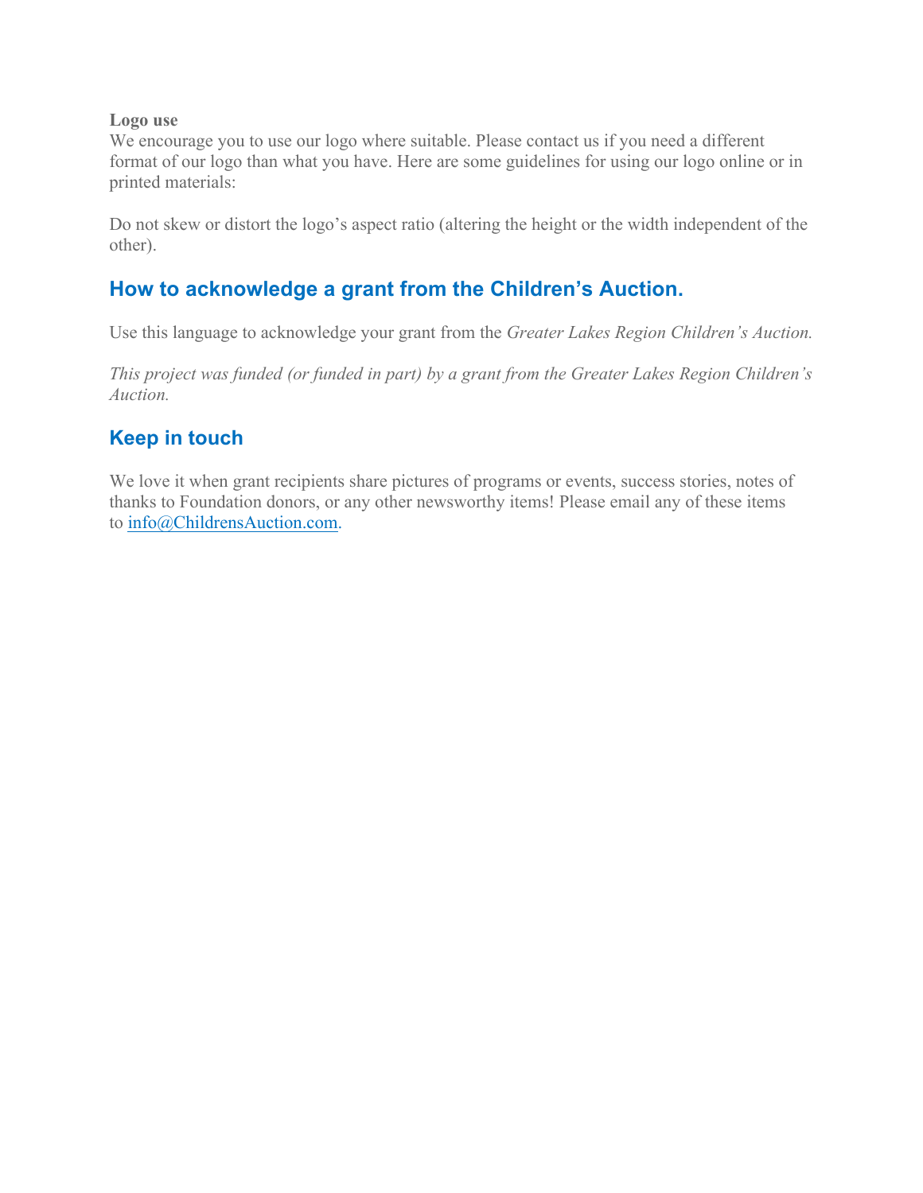**Logo use**
We encourage you to use our logo where suitable. Please contact us if you need a different format of our logo than what you have. Here are some guidelines for using our logo online or in printed materials:

Do not skew or distort the logo's aspect ratio (altering the height or the width independent of the other).

## How to acknowledge a grant from the Children's Auction.

Use this language to acknowledge your grant from the *Greater Lakes Region Children's Auction.*

*This project was funded (or funded in part) by a grant from the Greater Lakes Region Children's Auction.*

## Keep in touch

We love it when grant recipients share pictures of programs or events, success stories, notes of thanks to Foundation donors, or any other newsworthy items! Please email any of these items to [info@ChildrensAuction.com](mailto:info@ChildrensAuction.com).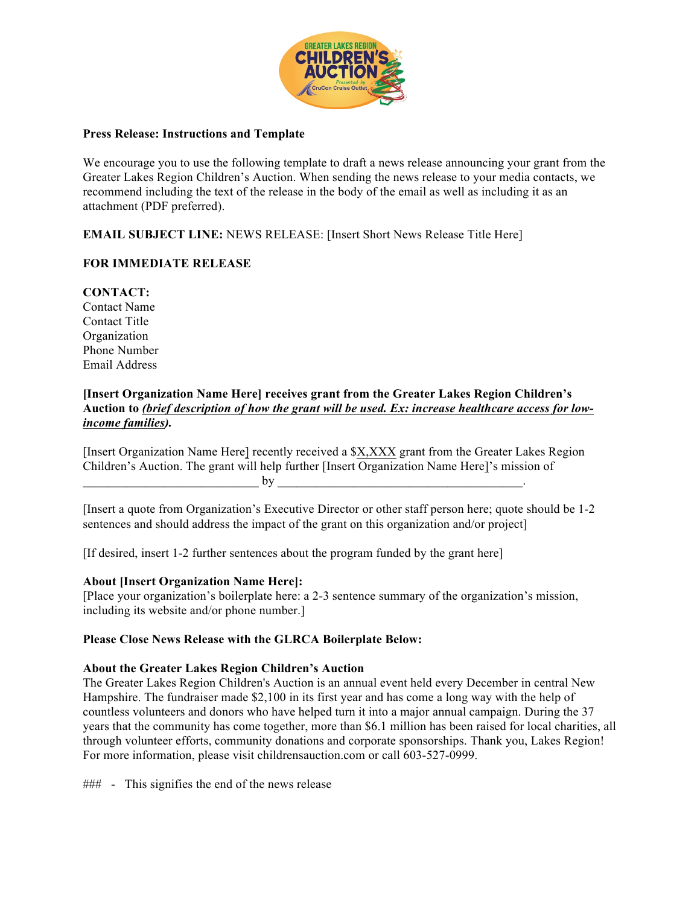**Press Release: Instructions and Template**

We encourage you to use the following template to draft a news release announcing your grant from the Greater Lakes Region Children's Auction. When sending the news release to your media contacts, we recommend including the text of the release in the body of the email as well as including it as an attachment (PDF preferred).

**EMAIL SUBJECT LINE:** NEWS RELEASE: [Insert Short News Release Title Here]

**FOR IMMEDIATE RELEASE**

**CONTACT:**
Contact Name
Contact Title
Organization
Phone Number
Email Address

**[Insert Organization Name Here] receives grant from the Greater Lakes Region Children's Auction to *(brief description of how the grant will be used. Ex: increase healthcare access for low-income families)*.**

[Insert Organization Name Here] recently received a $X,XXX grant from the Greater Lakes Region Children's Auction. The grant will help further [Insert Organization Name Here]'s mission of ___________________________ by _______________________________________.

[Insert a quote from Organization's Executive Director or other staff person here; quote should be 1-2 sentences and should address the impact of the grant on this organization and/or project]

[If desired, insert 1-2 further sentences about the program funded by the grant here]

**About [Insert Organization Name Here]:**
[Place your organization's boilerplate here: a 2-3 sentence summary of the organization's mission, including its website and/or phone number.]

**Please Close News Release with the GLRCA Boilerplate Below:**

**About the Greater Lakes Region Children's Auction**
The Greater Lakes Region Children's Auction is an annual event held every December in central New Hampshire. The fundraiser made $2,100 in its first year and has come a long way with the help of countless volunteers and donors who have helped turn it into a major annual campaign. During the 37 years that the community has come together, more than $6.1 million has been raised for local charities, all through volunteer efforts, community donations and corporate sponsorships. Thank you, Lakes Region! For more information, please visit childrensauction.com or call 603-527-0999.

### - This signifies the end of the news release